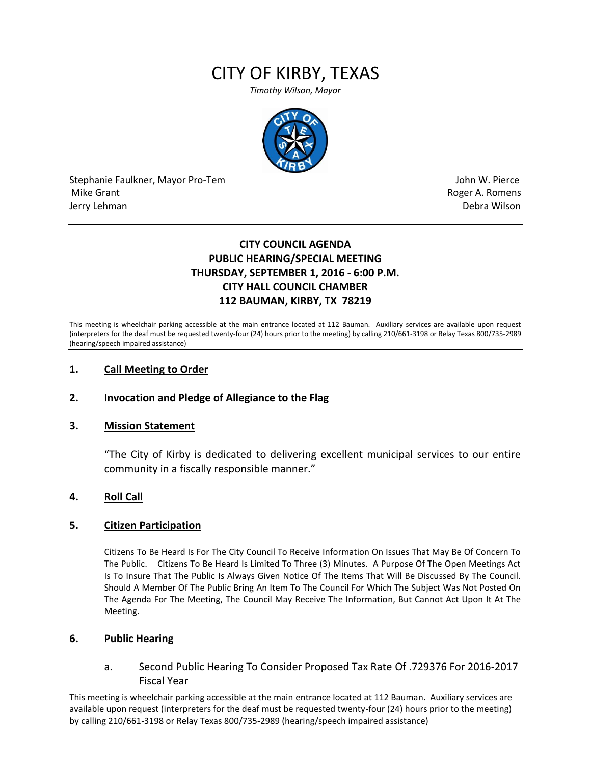# CITY OF KIRBY, TEXAS

*Timothy Wilson, Mayor*

Stephanie Faulkner, Mayor Pro-Tem
Mike Grant
Jerry Lehman

John W. Pierce
Roger A. Romens
Debra Wilson

---

**CITY COUNCIL AGENDA**
**PUBLIC HEARING/SPECIAL MEETING**
**THURSDAY, SEPTEMBER 1, 2016 - 6:00 P.M.**
**CITY HALL COUNCIL CHAMBER**
**112 BAUMAN, KIRBY, TX 78219**

This meeting is wheelchair parking accessible at the main entrance located at 112 Bauman. Auxiliary services are available upon request (interpreters for the deaf must be requested twenty-four (24) hours prior to the meeting) by calling 210/661-3198 or Relay Texas 800/735-2989 (hearing/speech impaired assistance)

---

## 1. Call Meeting to Order

## 2. Invocation and Pledge of Allegiance to the Flag

## 3. Mission Statement

"The City of Kirby is dedicated to delivering excellent municipal services to our entire community in a fiscally responsible manner."

## 4. Roll Call

## 5. Citizen Participation

Citizens To Be Heard Is For The City Council To Receive Information On Issues That May Be Of Concern To The Public. Citizens To Be Heard Is Limited To Three (3) Minutes. A Purpose Of The Open Meetings Act Is To Insure That The Public Is Always Given Notice Of The Items That Will Be Discussed By The Council. Should A Member Of The Public Bring An Item To The Council For Which The Subject Was Not Posted On The Agenda For The Meeting, The Council May Receive The Information, But Cannot Act Upon It At The Meeting.

## 6. Public Hearing

a. Second Public Hearing To Consider Proposed Tax Rate Of .729376 For 2016-2017 Fiscal Year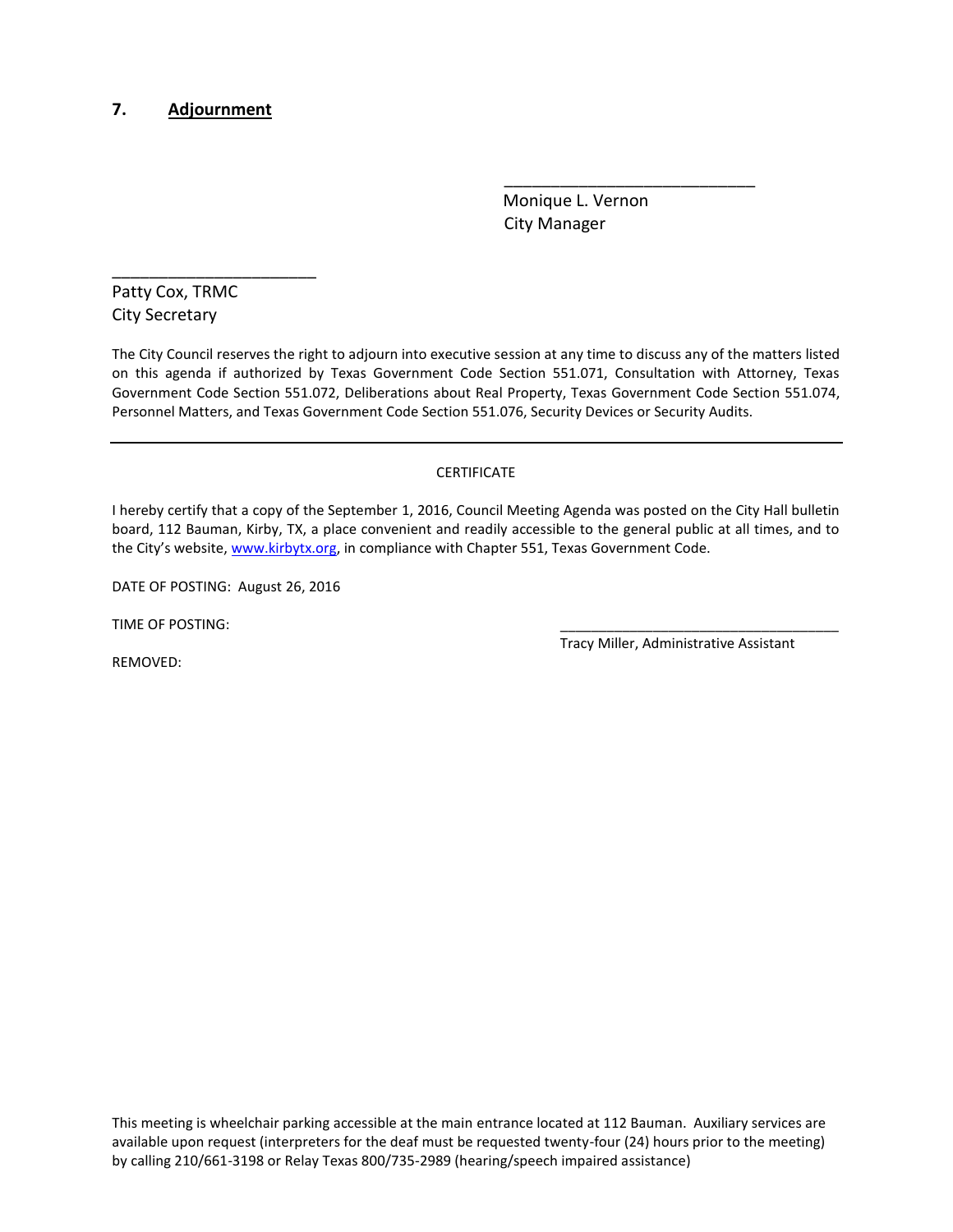## 7. Adjournment

\_\_\_\_\_\_\_\_\_\_\_\_\_\_\_\_\_\_\_\_\_\_\_\_\_\_\_\_

Monique L. Vernon
City Manager

\_\_\_\_\_\_\_\_\_\_\_\_\_\_\_\_\_\_\_\_\_\_\_

Patty Cox, TRMC
City Secretary

The City Council reserves the right to adjourn into executive session at any time to discuss any of the matters listed on this agenda if authorized by Texas Government Code Section 551.071, Consultation with Attorney, Texas Government Code Section 551.072, Deliberations about Real Property, Texas Government Code Section 551.074, Personnel Matters, and Texas Government Code Section 551.076, Security Devices or Security Audits.

---

CERTIFICATE

I hereby certify that a copy of the September 1, 2016, Council Meeting Agenda was posted on the City Hall bulletin board, 112 Bauman, Kirby, TX, a place convenient and readily accessible to the general public at all times, and to the City's website, www.kirbytx.org, in compliance with Chapter 551, Texas Government Code.

DATE OF POSTING: August 26, 2016

TIME OF POSTING:

\_\_\_\_\_\_\_\_\_\_\_\_\_\_\_\_\_\_\_\_\_\_\_\_\_\_\_\_\_\_\_\_\_

Tracy Miller, Administrative Assistant

REMOVED:

This meeting is wheelchair parking accessible at the main entrance located at 112 Bauman. Auxiliary services are available upon request (interpreters for the deaf must be requested twenty-four (24) hours prior to the meeting) by calling 210/661-3198 or Relay Texas 800/735-2989 (hearing/speech impaired assistance)